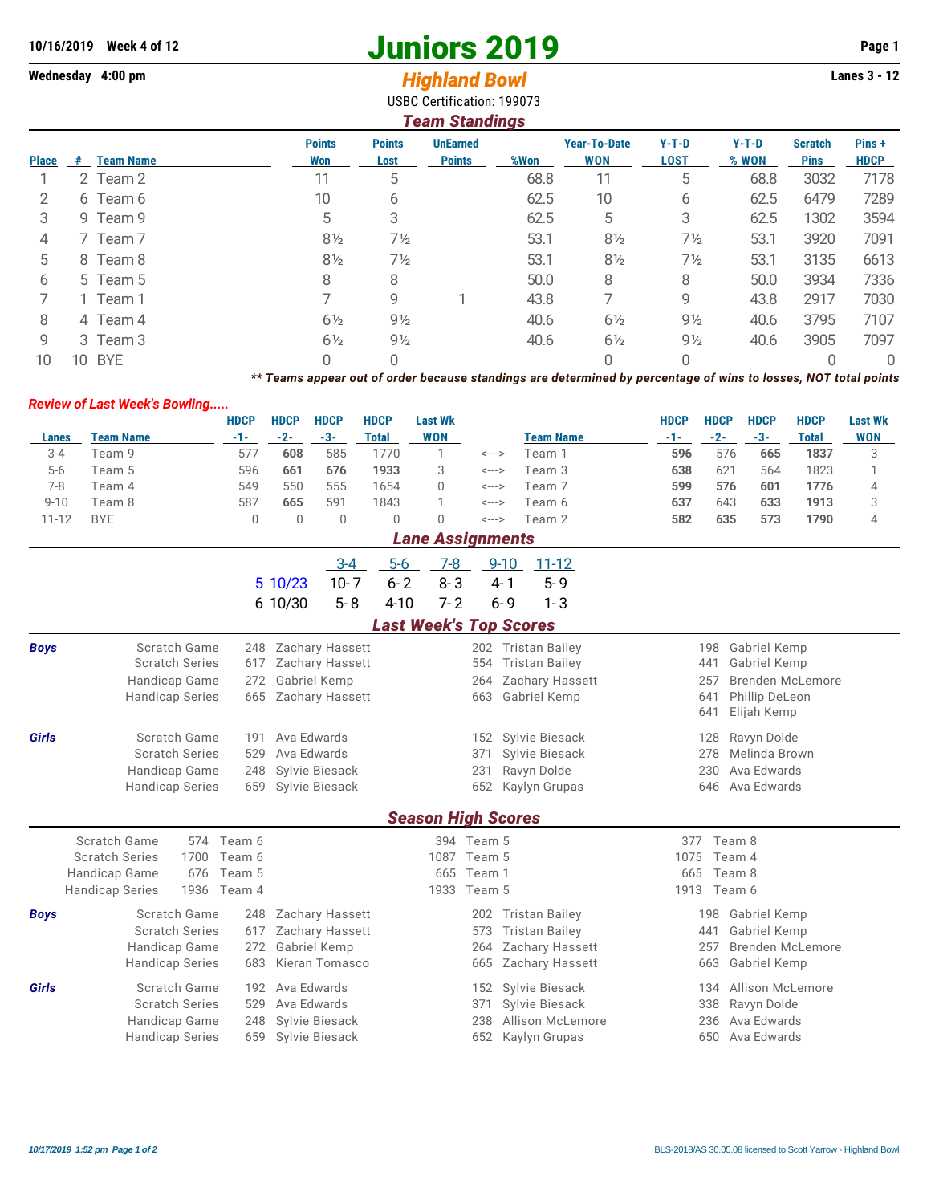10/16/2019 Week 4 of 12

Wednesday 4:00 pm

# Juniors 2019

## *Highland Bowl*

Lanes 3 - 12

USBC Certification: 199073

### *Team Standings*

| Place | # | Team Name | Points Won | Points Lost | UnEarned Points | %Won | Year-To-Date WON | Y-T-D LOST | Y-T-D % WON | Scratch Pins | Pins + HDCP |
|---|---|---|---|---|---|---|---|---|---|---|---|
| 1 | 2 | Team 2 | 11 | 5 | | 68.8 | 11 | 5 | 68.8 | 3032 | 7178 |
| 2 | 6 | Team 6 | 10 | 6 | | 62.5 | 10 | 6 | 62.5 | 6479 | 7289 |
| 3 | 9 | Team 9 | 5 | 3 | | 62.5 | 5 | 3 | 62.5 | 1302 | 3594 |
| 4 | 7 | Team 7 | 8½ | 7½ | | 53.1 | 8½ | 7½ | 53.1 | 3920 | 7091 |
| 5 | 8 | Team 8 | 8½ | 7½ | | 53.1 | 8½ | 7½ | 53.1 | 3135 | 6613 |
| 6 | 5 | Team 5 | 8 | 8 | | 50.0 | 8 | 8 | 50.0 | 3934 | 7336 |
| 7 | 1 | Team 1 | 7 | 9 | 1 | 43.8 | 7 | 9 | 43.8 | 2917 | 7030 |
| 8 | 4 | Team 4 | 6½ | 9½ | | 40.6 | 6½ | 9½ | 40.6 | 3795 | 7107 |
| 9 | 3 | Team 3 | 6½ | 9½ | | 40.6 | 6½ | 9½ | 40.6 | 3905 | 7097 |
| 10 | 10 | BYE | 0 | 0 | | | 0 | 0 | | 0 | 0 |

*** Teams appear out of order because standings are determined by percentage of wins to losses, NOT total points*

### *Review of Last Week's Bowling.....*

| Lanes | Team Name | HDCP -1- | HDCP -2- | HDCP -3- | HDCP Total | Last Wk WON | | Team Name | HDCP -1- | HDCP -2- | HDCP -3- | HDCP Total | Last Wk WON |
|---|---|---|---|---|---|---|---|---|---|---|---|---|---|
| 3-4 | Team 9 | 577 | **608** | 585 | 1770 | 1 | <---> | Team 1 | **596** | 576 | **665** | **1837** | 3 |
| 5-6 | Team 5 | 596 | **661** | **676** | **1933** | 3 | <---> | Team 3 | **638** | 621 | 564 | 1823 | 1 |
| 7-8 | Team 4 | 549 | 550 | 555 | 1654 | 0 | <---> | Team 7 | **599** | **576** | **601** | **1776** | 4 |
| 9-10 | Team 8 | 587 | **665** | 591 | 1843 | 1 | <---> | Team 6 | **637** | 643 | **633** | **1913** | 3 |
| 11-12 | BYE | 0 | 0 | 0 | 0 | 0 | <---> | Team 2 | **582** | **635** | **573** | **1790** | 4 |

### *Lane Assignments*

| | 3-4 | 5-6 | 7-8 | 9-10 | 11-12 |
|---|---|---|---|---|---|
| 5 10/23 | 10- 7 | 6- 2 | 8- 3 | 4- 1 | 5- 9 |
| 6 10/30 | 5- 8 | 4-10 | 7- 2 | 6- 9 | 1- 3 |

### *Last Week's Top Scores*

| | | | | | |
|---|---|---|---|---|---|
| **Boys** | Scratch Game | 248 Zachary Hassett | 202 Tristan Bailey | 198 Gabriel Kemp | |
| | Scratch Series | 617 Zachary Hassett | 554 Tristan Bailey | 441 Gabriel Kemp | |
| | Handicap Game | 272 Gabriel Kemp | 264 Zachary Hassett | 257 Brenden McLemore | |
| | Handicap Series | 665 Zachary Hassett | 663 Gabriel Kemp | 641 Phillip DeLeon | |
| | | | | 641 Elijah Kemp | |
| **Girls** | Scratch Game | 191 Ava Edwards | 152 Sylvie Biesack | 128 Ravyn Dolde | |
| | Scratch Series | 529 Ava Edwards | 371 Sylvie Biesack | 278 Melinda Brown | |
| | Handicap Game | 248 Sylvie Biesack | 231 Ravyn Dolde | 230 Ava Edwards | |
| | Handicap Series | 659 Sylvie Biesack | 652 Kaylyn Grupas | 646 Ava Edwards | |

### *Season High Scores*

| | | | | |
|---|---|---|---|---|
| | Scratch Game | 574 Team 6 | 394 Team 5 | 377 Team 8 |
| | Scratch Series | 1700 Team 6 | 1087 Team 5 | 1075 Team 4 |
| | Handicap Game | 676 Team 5 | 665 Team 1 | 665 Team 8 |
| | Handicap Series | 1936 Team 4 | 1933 Team 5 | 1913 Team 6 |
| **Boys** | Scratch Game | 248 Zachary Hassett | 202 Tristan Bailey | 198 Gabriel Kemp |
| | Scratch Series | 617 Zachary Hassett | 573 Tristan Bailey | 441 Gabriel Kemp |
| | Handicap Game | 272 Gabriel Kemp | 264 Zachary Hassett | 257 Brenden McLemore |
| | Handicap Series | 683 Kieran Tomasco | 665 Zachary Hassett | 663 Gabriel Kemp |
| **Girls** | Scratch Game | 192 Ava Edwards | 152 Sylvie Biesack | 134 Allison McLemore |
| | Scratch Series | 529 Ava Edwards | 371 Sylvie Biesack | 338 Ravyn Dolde |
| | Handicap Game | 248 Sylvie Biesack | 238 Allison McLemore | 236 Ava Edwards |
| | Handicap Series | 659 Sylvie Biesack | 652 Kaylyn Grupas | 650 Ava Edwards |

*10/17/2019 1:52 pm*

BLS-2018/AS 30.05.08 licensed to Scott Yarrow - Highland Bowl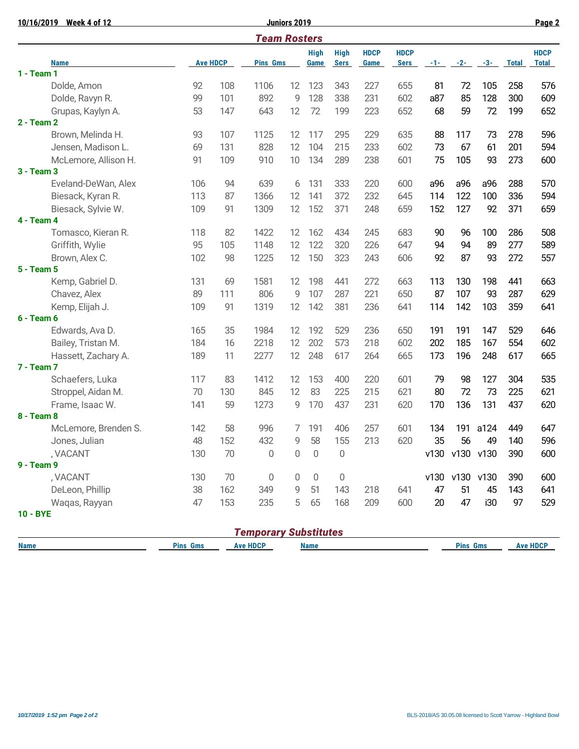10/16/2019 Week 4 of 12 — Juniors 2019

## Team Rosters

| Name | Ave | HDCP | Pins | Gms | High Game | High Sers | HDCP Game | HDCP Sers | -1- | -2- | -3- | Total | HDCP Total |
|---|---|---|---|---|---|---|---|---|---|---|---|---|---|
| **1 - Team 1** | | | | | | | | | | | | | |
| Dolde, Amon | 92 | 108 | 1106 | 12 | 123 | 343 | 227 | 655 | 81 | 72 | 105 | 258 | 576 |
| Dolde, Ravyn R. | 99 | 101 | 892 | 9 | 128 | 338 | 231 | 602 | a87 | 85 | 128 | 300 | 609 |
| Grupas, Kaylyn A. | 53 | 147 | 643 | 12 | 72 | 199 | 223 | 652 | 68 | 59 | 72 | 199 | 652 |
| **2 - Team 2** | | | | | | | | | | | | | |
| Brown, Melinda H. | 93 | 107 | 1125 | 12 | 117 | 295 | 229 | 635 | 88 | 117 | 73 | 278 | 596 |
| Jensen, Madison L. | 69 | 131 | 828 | 12 | 104 | 215 | 233 | 602 | 73 | 67 | 61 | 201 | 594 |
| McLemore, Allison H. | 91 | 109 | 910 | 10 | 134 | 289 | 238 | 601 | 75 | 105 | 93 | 273 | 600 |
| **3 - Team 3** | | | | | | | | | | | | | |
| Eveland-DeWan, Alex | 106 | 94 | 639 | 6 | 131 | 333 | 220 | 600 | a96 | a96 | a96 | 288 | 570 |
| Biesack, Kyran R. | 113 | 87 | 1366 | 12 | 141 | 372 | 232 | 645 | 114 | 122 | 100 | 336 | 594 |
| Biesack, Sylvie W. | 109 | 91 | 1309 | 12 | 152 | 371 | 248 | 659 | 152 | 127 | 92 | 371 | 659 |
| **4 - Team 4** | | | | | | | | | | | | | |
| Tomasco, Kieran R. | 118 | 82 | 1422 | 12 | 162 | 434 | 245 | 683 | 90 | 96 | 100 | 286 | 508 |
| Griffith, Wylie | 95 | 105 | 1148 | 12 | 122 | 320 | 226 | 647 | 94 | 94 | 89 | 277 | 589 |
| Brown, Alex C. | 102 | 98 | 1225 | 12 | 150 | 323 | 243 | 606 | 92 | 87 | 93 | 272 | 557 |
| **5 - Team 5** | | | | | | | | | | | | | |
| Kemp, Gabriel D. | 131 | 69 | 1581 | 12 | 198 | 441 | 272 | 663 | 113 | 130 | 198 | 441 | 663 |
| Chavez, Alex | 89 | 111 | 806 | 9 | 107 | 287 | 221 | 650 | 87 | 107 | 93 | 287 | 629 |
| Kemp, Elijah J. | 109 | 91 | 1319 | 12 | 142 | 381 | 236 | 641 | 114 | 142 | 103 | 359 | 641 |
| **6 - Team 6** | | | | | | | | | | | | | |
| Edwards, Ava D. | 165 | 35 | 1984 | 12 | 192 | 529 | 236 | 650 | 191 | 191 | 147 | 529 | 646 |
| Bailey, Tristan M. | 184 | 16 | 2218 | 12 | 202 | 573 | 218 | 602 | 202 | 185 | 167 | 554 | 602 |
| Hassett, Zachary A. | 189 | 11 | 2277 | 12 | 248 | 617 | 264 | 665 | 173 | 196 | 248 | 617 | 665 |
| **7 - Team 7** | | | | | | | | | | | | | |
| Schaefers, Luka | 117 | 83 | 1412 | 12 | 153 | 400 | 220 | 601 | 79 | 98 | 127 | 304 | 535 |
| Stroppel, Aidan M. | 70 | 130 | 845 | 12 | 83 | 225 | 215 | 621 | 80 | 72 | 73 | 225 | 621 |
| Frame, Isaac W. | 141 | 59 | 1273 | 9 | 170 | 437 | 231 | 620 | 170 | 136 | 131 | 437 | 620 |
| **8 - Team 8** | | | | | | | | | | | | | |
| McLemore, Brenden S. | 142 | 58 | 996 | 7 | 191 | 406 | 257 | 601 | 134 | 191 | a124 | 449 | 647 |
| Jones, Julian | 48 | 152 | 432 | 9 | 58 | 155 | 213 | 620 | 35 | 56 | 49 | 140 | 596 |
| , VACANT | 130 | 70 | 0 | 0 | 0 | 0 | | | v130 | v130 | v130 | 390 | 600 |
| **9 - Team 9** | | | | | | | | | | | | | |
| , VACANT | 130 | 70 | 0 | 0 | 0 | 0 | | | v130 | v130 | v130 | 390 | 600 |
| DeLeon, Phillip | 38 | 162 | 349 | 9 | 51 | 143 | 218 | 641 | 47 | 51 | 45 | 143 | 641 |
| Waqas, Rayyan | 47 | 153 | 235 | 5 | 65 | 168 | 209 | 600 | 20 | 47 | i30 | 97 | 529 |
| **10 - BYE** | | | | | | | | | | | | | |

## Temporary Substitutes

| Name | Pins | Gms | Ave | HDCP | Name | Pins | Gms | Ave | HDCP |
|---|---|---|---|---|---|---|---|---|---|

10/17/2019 1:52 pm

BLS-2018/AS 30.05.08 licensed to Scott Yarrow - Highland Bowl